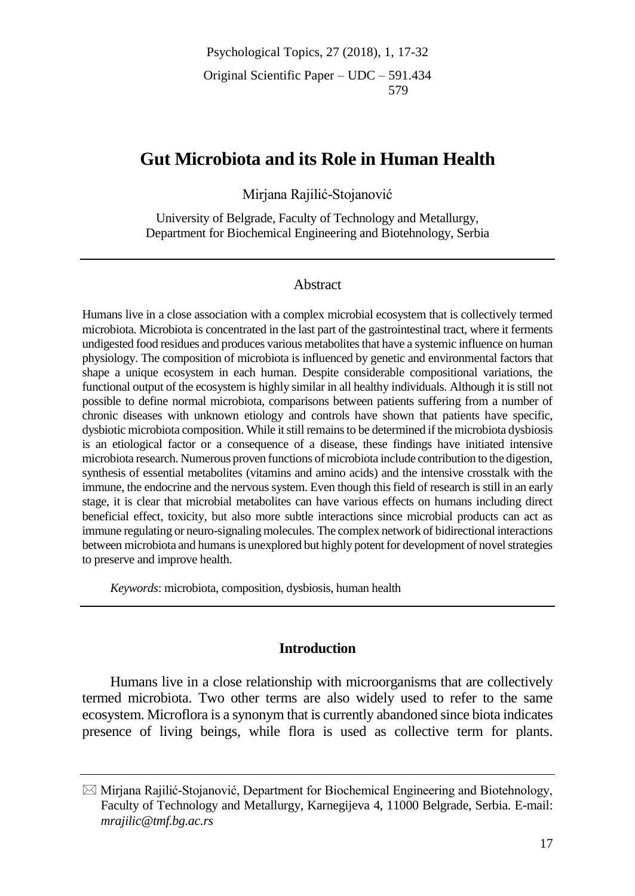# Gut Microbiota and its Role in Human Health

Mirjana Rajilić-Stojanović

University of Belgrade, Faculty of Technology and Metallurgy, Department for Biochemical Engineering and Biotehnology, Serbia

## Abstract

Humans live in a close association with a complex microbial ecosystem that is collectively termed microbiota. Microbiota is concentrated in the last part of the gastrointestinal tract, where it ferments undigested food residues and produces various metabolites that have a systemic influence on human physiology. The composition of microbiota is influenced by genetic and environmental factors that shape a unique ecosystem in each human. Despite considerable compositional variations, the functional output of the ecosystem is highly similar in all healthy individuals. Although it is still not possible to define normal microbiota, comparisons between patients suffering from a number of chronic diseases with unknown etiology and controls have shown that patients have specific, dysbiotic microbiota composition. While it still remains to be determined if the microbiota dysbiosis is an etiological factor or a consequence of a disease, these findings have initiated intensive microbiota research. Numerous proven functions of microbiota include contribution to the digestion, synthesis of essential metabolites (vitamins and amino acids) and the intensive crosstalk with the immune, the endocrine and the nervous system. Even though this field of research is still in an early stage, it is clear that microbial metabolites can have various effects on humans including direct beneficial effect, toxicity, but also more subtle interactions since microbial products can act as immune regulating or neuro-signaling molecules. The complex network of bidirectional interactions between microbiota and humans is unexplored but highly potent for development of novel strategies to preserve and improve health.

*Keywords*: microbiota, composition, dysbiosis, human health

## Introduction

Humans live in a close relationship with microorganisms that are collectively termed microbiota. Two other terms are also widely used to refer to the same ecosystem. Microflora is a synonym that is currently abandoned since biota indicates presence of living beings, while flora is used as collective term for plants.

---

✉ Mirjana Rajilić-Stojanović, Department for Biochemical Engineering and Biotehnology, Faculty of Technology and Metallurgy, Karnegijeva 4, 11000 Belgrade, Serbia. E-mail: *mrajilic@tmf.bg.ac.rs*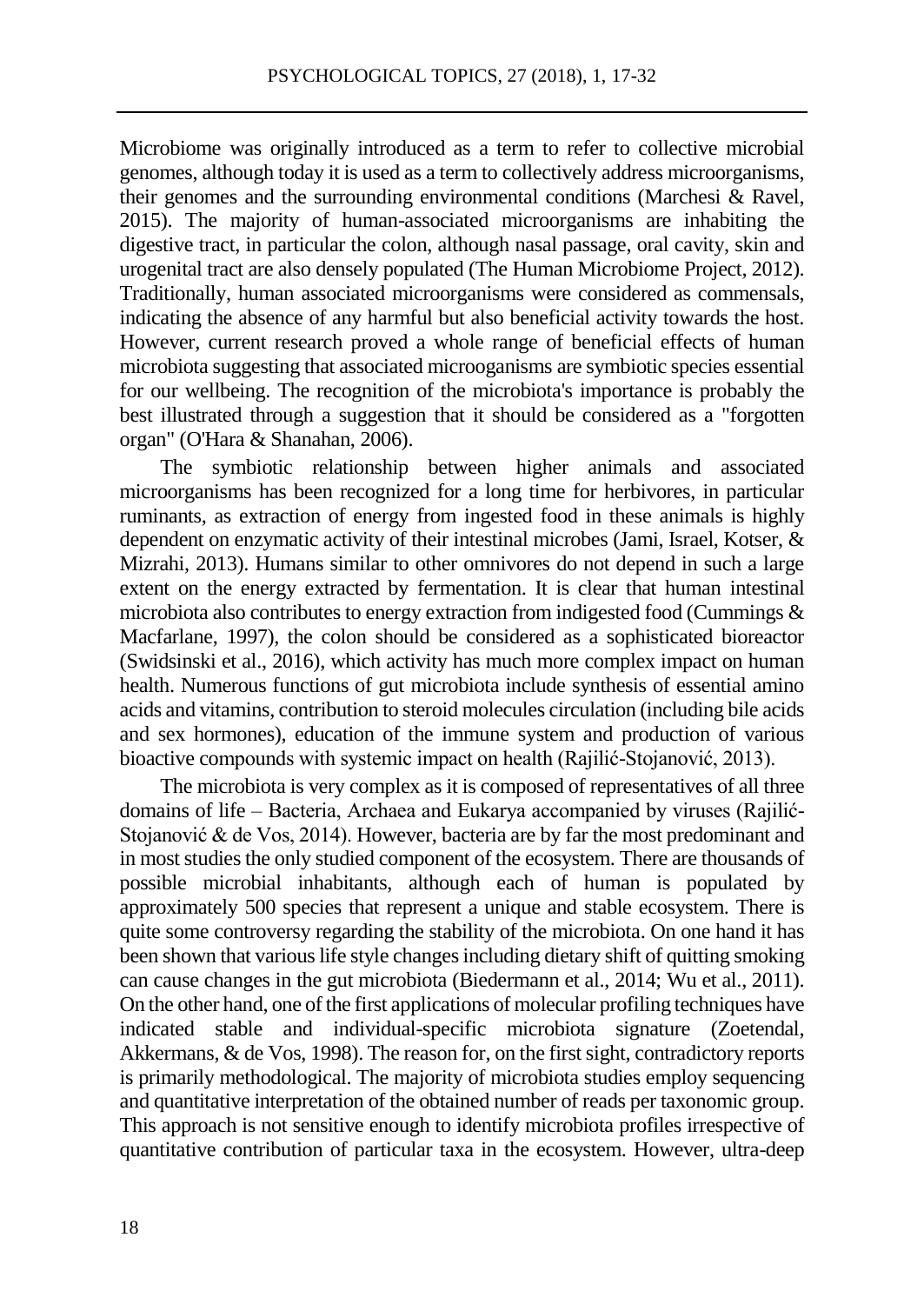Microbiome was originally introduced as a term to refer to collective microbial genomes, although today it is used as a term to collectively address microorganisms, their genomes and the surrounding environmental conditions (Marchesi & Ravel, 2015). The majority of human-associated microorganisms are inhabiting the digestive tract, in particular the colon, although nasal passage, oral cavity, skin and urogenital tract are also densely populated (The Human Microbiome Project, 2012). Traditionally, human associated microorganisms were considered as commensals, indicating the absence of any harmful but also beneficial activity towards the host. However, current research proved a whole range of beneficial effects of human microbiota suggesting that associated microoganisms are symbiotic species essential for our wellbeing. The recognition of the microbiota's importance is probably the best illustrated through a suggestion that it should be considered as a "forgotten organ" (O'Hara & Shanahan, 2006).

The symbiotic relationship between higher animals and associated microorganisms has been recognized for a long time for herbivores, in particular ruminants, as extraction of energy from ingested food in these animals is highly dependent on enzymatic activity of their intestinal microbes (Jami, Israel, Kotser, & Mizrahi, 2013). Humans similar to other omnivores do not depend in such a large extent on the energy extracted by fermentation. It is clear that human intestinal microbiota also contributes to energy extraction from indigested food (Cummings & Macfarlane, 1997), the colon should be considered as a sophisticated bioreactor (Swidsinski et al., 2016), which activity has much more complex impact on human health. Numerous functions of gut microbiota include synthesis of essential amino acids and vitamins, contribution to steroid molecules circulation (including bile acids and sex hormones), education of the immune system and production of various bioactive compounds with systemic impact on health (Rajilić-Stojanović, 2013).

The microbiota is very complex as it is composed of representatives of all three domains of life – Bacteria, Archaea and Eukarya accompanied by viruses (Rajilić-Stojanović & de Vos, 2014). However, bacteria are by far the most predominant and in most studies the only studied component of the ecosystem. There are thousands of possible microbial inhabitants, although each of human is populated by approximately 500 species that represent a unique and stable ecosystem. There is quite some controversy regarding the stability of the microbiota. On one hand it has been shown that various life style changes including dietary shift of quitting smoking can cause changes in the gut microbiota (Biedermann et al., 2014; Wu et al., 2011). On the other hand, one of the first applications of molecular profiling techniques have indicated stable and individual-specific microbiota signature (Zoetendal, Akkermans, & de Vos, 1998). The reason for, on the first sight, contradictory reports is primarily methodological. The majority of microbiota studies employ sequencing and quantitative interpretation of the obtained number of reads per taxonomic group. This approach is not sensitive enough to identify microbiota profiles irrespective of quantitative contribution of particular taxa in the ecosystem. However, ultra-deep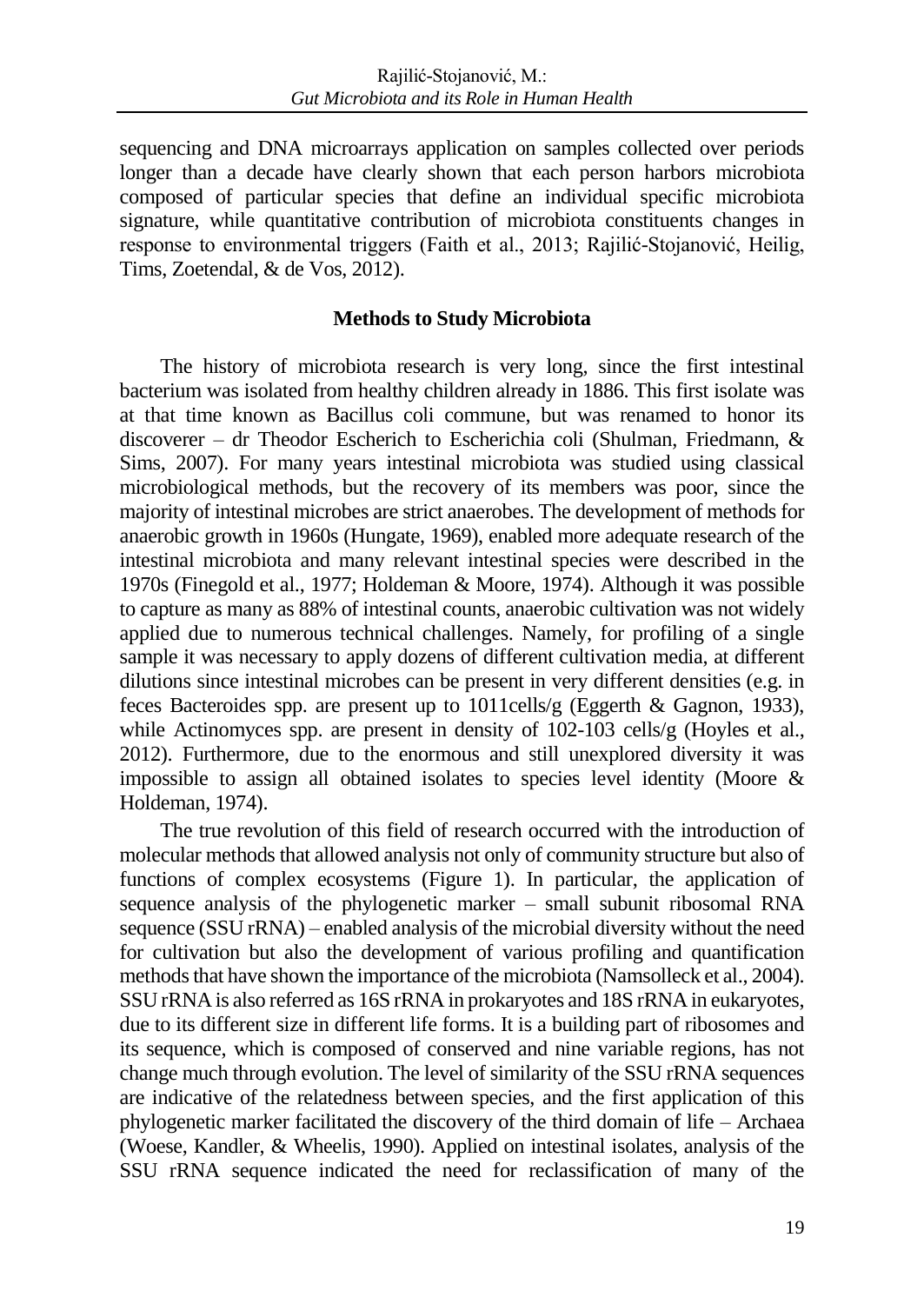sequencing and DNA microarrays application on samples collected over periods longer than a decade have clearly shown that each person harbors microbiota composed of particular species that define an individual specific microbiota signature, while quantitative contribution of microbiota constituents changes in response to environmental triggers (Faith et al., 2013; Rajilić-Stojanović, Heilig, Tims, Zoetendal, & de Vos, 2012).

## Methods to Study Microbiota

The history of microbiota research is very long, since the first intestinal bacterium was isolated from healthy children already in 1886. This first isolate was at that time known as Bacillus coli commune, but was renamed to honor its discoverer – dr Theodor Escherich to Escherichia coli (Shulman, Friedmann, & Sims, 2007). For many years intestinal microbiota was studied using classical microbiological methods, but the recovery of its members was poor, since the majority of intestinal microbes are strict anaerobes. The development of methods for anaerobic growth in 1960s (Hungate, 1969), enabled more adequate research of the intestinal microbiota and many relevant intestinal species were described in the 1970s (Finegold et al., 1977; Holdeman & Moore, 1974). Although it was possible to capture as many as 88% of intestinal counts, anaerobic cultivation was not widely applied due to numerous technical challenges. Namely, for profiling of a single sample it was necessary to apply dozens of different cultivation media, at different dilutions since intestinal microbes can be present in very different densities (e.g. in feces Bacteroides spp. are present up to 1011cells/g (Eggerth & Gagnon, 1933), while Actinomyces spp. are present in density of 102-103 cells/g (Hoyles et al., 2012). Furthermore, due to the enormous and still unexplored diversity it was impossible to assign all obtained isolates to species level identity (Moore & Holdeman, 1974).

The true revolution of this field of research occurred with the introduction of molecular methods that allowed analysis not only of community structure but also of functions of complex ecosystems (Figure 1). In particular, the application of sequence analysis of the phylogenetic marker – small subunit ribosomal RNA sequence (SSU rRNA) – enabled analysis of the microbial diversity without the need for cultivation but also the development of various profiling and quantification methods that have shown the importance of the microbiota (Namsolleck et al., 2004). SSU rRNA is also referred as 16S rRNA in prokaryotes and 18S rRNA in eukaryotes, due to its different size in different life forms. It is a building part of ribosomes and its sequence, which is composed of conserved and nine variable regions, has not change much through evolution. The level of similarity of the SSU rRNA sequences are indicative of the relatedness between species, and the first application of this phylogenetic marker facilitated the discovery of the third domain of life – Archaea (Woese, Kandler, & Wheelis, 1990). Applied on intestinal isolates, analysis of the SSU rRNA sequence indicated the need for reclassification of many of the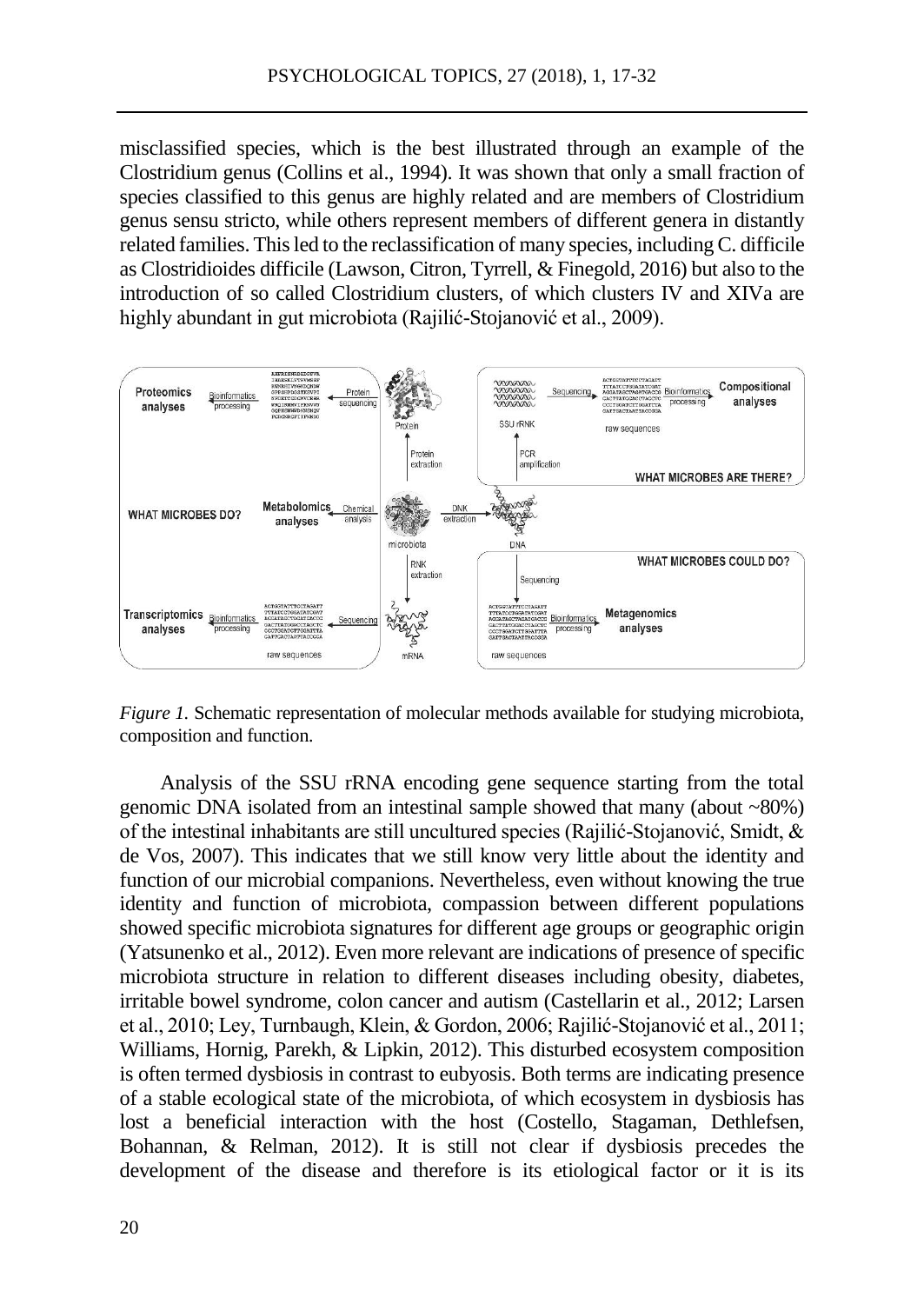misclassified species, which is the best illustrated through an example of the Clostridium genus (Collins et al., 1994). It was shown that only a small fraction of species classified to this genus are highly related and are members of Clostridium genus sensu stricto, while others represent members of different genera in distantly related families. This led to the reclassification of many species, including C. difficile as Clostridioides difficile (Lawson, Citron, Tyrrell, & Finegold, 2016) but also to the introduction of so called Clostridium clusters, of which clusters IV and XIVa are highly abundant in gut microbiota (Rajilić-Stojanović et al., 2009).

*Figure 1.* Schematic representation of molecular methods available for studying microbiota, composition and function.

Analysis of the SSU rRNA encoding gene sequence starting from the total genomic DNA isolated from an intestinal sample showed that many (about ~80%) of the intestinal inhabitants are still uncultured species (Rajilić-Stojanović, Smidt, & de Vos, 2007). This indicates that we still know very little about the identity and function of our microbial companions. Nevertheless, even without knowing the true identity and function of microbiota, compassion between different populations showed specific microbiota signatures for different age groups or geographic origin (Yatsunenko et al., 2012). Even more relevant are indications of presence of specific microbiota structure in relation to different diseases including obesity, diabetes, irritable bowel syndrome, colon cancer and autism (Castellarin et al., 2012; Larsen et al., 2010; Ley, Turnbaugh, Klein, & Gordon, 2006; Rajilić-Stojanović et al., 2011; Williams, Hornig, Parekh, & Lipkin, 2012). This disturbed ecosystem composition is often termed dysbiosis in contrast to eubyosis. Both terms are indicating presence of a stable ecological state of the microbiota, of which ecosystem in dysbiosis has lost a beneficial interaction with the host (Costello, Stagaman, Dethlefsen, Bohannan, & Relman, 2012). It is still not clear if dysbiosis precedes the development of the disease and therefore is its etiological factor or it is its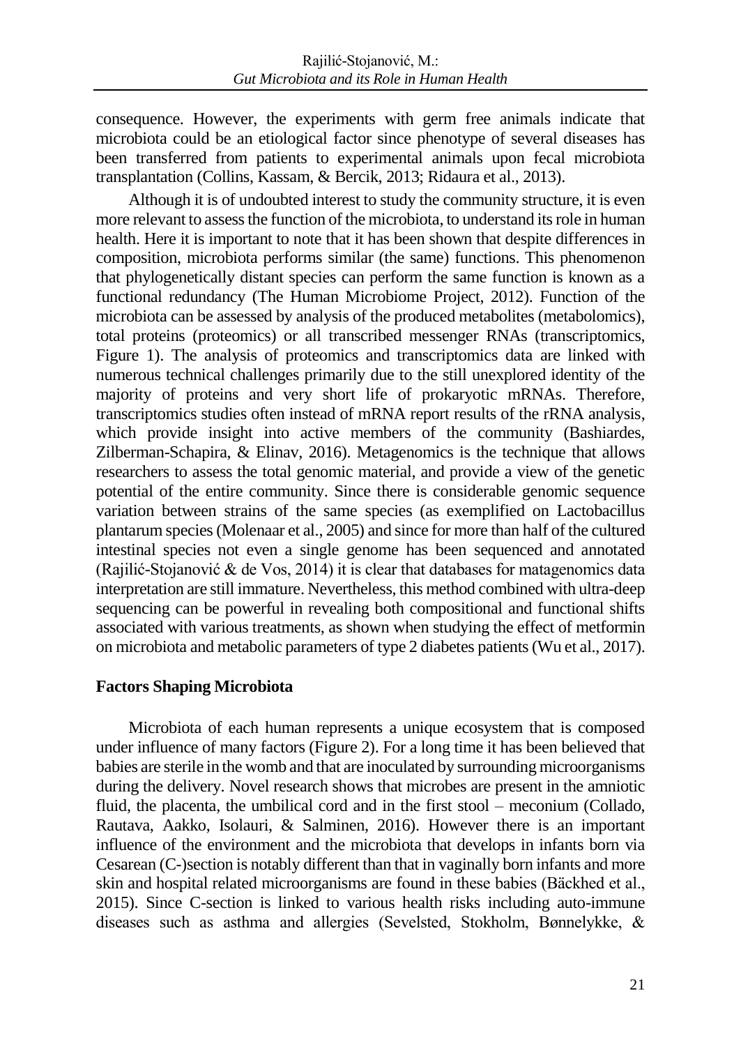consequence. However, the experiments with germ free animals indicate that microbiota could be an etiological factor since phenotype of several diseases has been transferred from patients to experimental animals upon fecal microbiota transplantation (Collins, Kassam, & Bercik, 2013; Ridaura et al., 2013).

Although it is of undoubted interest to study the community structure, it is even more relevant to assess the function of the microbiota, to understand its role in human health. Here it is important to note that it has been shown that despite differences in composition, microbiota performs similar (the same) functions. This phenomenon that phylogenetically distant species can perform the same function is known as a functional redundancy (The Human Microbiome Project, 2012). Function of the microbiota can be assessed by analysis of the produced metabolites (metabolomics), total proteins (proteomics) or all transcribed messenger RNAs (transcriptomics, Figure 1). The analysis of proteomics and transcriptomics data are linked with numerous technical challenges primarily due to the still unexplored identity of the majority of proteins and very short life of prokaryotic mRNAs. Therefore, transcriptomics studies often instead of mRNA report results of the rRNA analysis, which provide insight into active members of the community (Bashiardes, Zilberman-Schapira, & Elinav, 2016). Metagenomics is the technique that allows researchers to assess the total genomic material, and provide a view of the genetic potential of the entire community. Since there is considerable genomic sequence variation between strains of the same species (as exemplified on Lactobacillus plantarum species (Molenaar et al., 2005) and since for more than half of the cultured intestinal species not even a single genome has been sequenced and annotated (Rajilić-Stojanović & de Vos, 2014) it is clear that databases for matagenomics data interpretation are still immature. Nevertheless, this method combined with ultra-deep sequencing can be powerful in revealing both compositional and functional shifts associated with various treatments, as shown when studying the effect of metformin on microbiota and metabolic parameters of type 2 diabetes patients (Wu et al., 2017).

## Factors Shaping Microbiota

Microbiota of each human represents a unique ecosystem that is composed under influence of many factors (Figure 2). For a long time it has been believed that babies are sterile in the womb and that are inoculated by surrounding microorganisms during the delivery. Novel research shows that microbes are present in the amniotic fluid, the placenta, the umbilical cord and in the first stool – meconium (Collado, Rautava, Aakko, Isolauri, & Salminen, 2016). However there is an important influence of the environment and the microbiota that develops in infants born via Cesarean (C-)section is notably different than that in vaginally born infants and more skin and hospital related microorganisms are found in these babies (Bäckhed et al., 2015). Since C-section is linked to various health risks including auto-immune diseases such as asthma and allergies (Sevelsted, Stokholm, Bønnelykke, &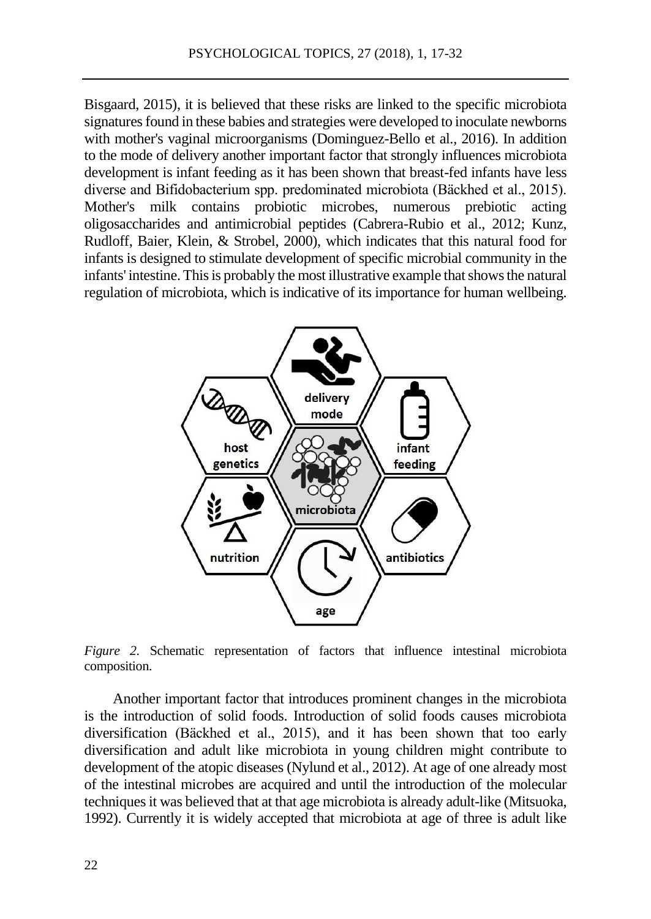Bisgaard, 2015), it is believed that these risks are linked to the specific microbiota signatures found in these babies and strategies were developed to inoculate newborns with mother's vaginal microorganisms (Dominguez-Bello et al., 2016). In addition to the mode of delivery another important factor that strongly influences microbiota development is infant feeding as it has been shown that breast-fed infants have less diverse and Bifidobacterium spp. predominated microbiota (Bäckhed et al., 2015). Mother's milk contains probiotic microbes, numerous prebiotic acting oligosaccharides and antimicrobial peptides (Cabrera-Rubio et al., 2012; Kunz, Rudloff, Baier, Klein, & Strobel, 2000), which indicates that this natural food for infants is designed to stimulate development of specific microbial community in the infants' intestine. This is probably the most illustrative example that shows the natural regulation of microbiota, which is indicative of its importance for human wellbeing.

*Figure 2.* Schematic representation of factors that influence intestinal microbiota composition.

Another important factor that introduces prominent changes in the microbiota is the introduction of solid foods. Introduction of solid foods causes microbiota diversification (Bäckhed et al., 2015), and it has been shown that too early diversification and adult like microbiota in young children might contribute to development of the atopic diseases (Nylund et al., 2012). At age of one already most of the intestinal microbes are acquired and until the introduction of the molecular techniques it was believed that at that age microbiota is already adult-like (Mitsuoka, 1992). Currently it is widely accepted that microbiota at age of three is adult like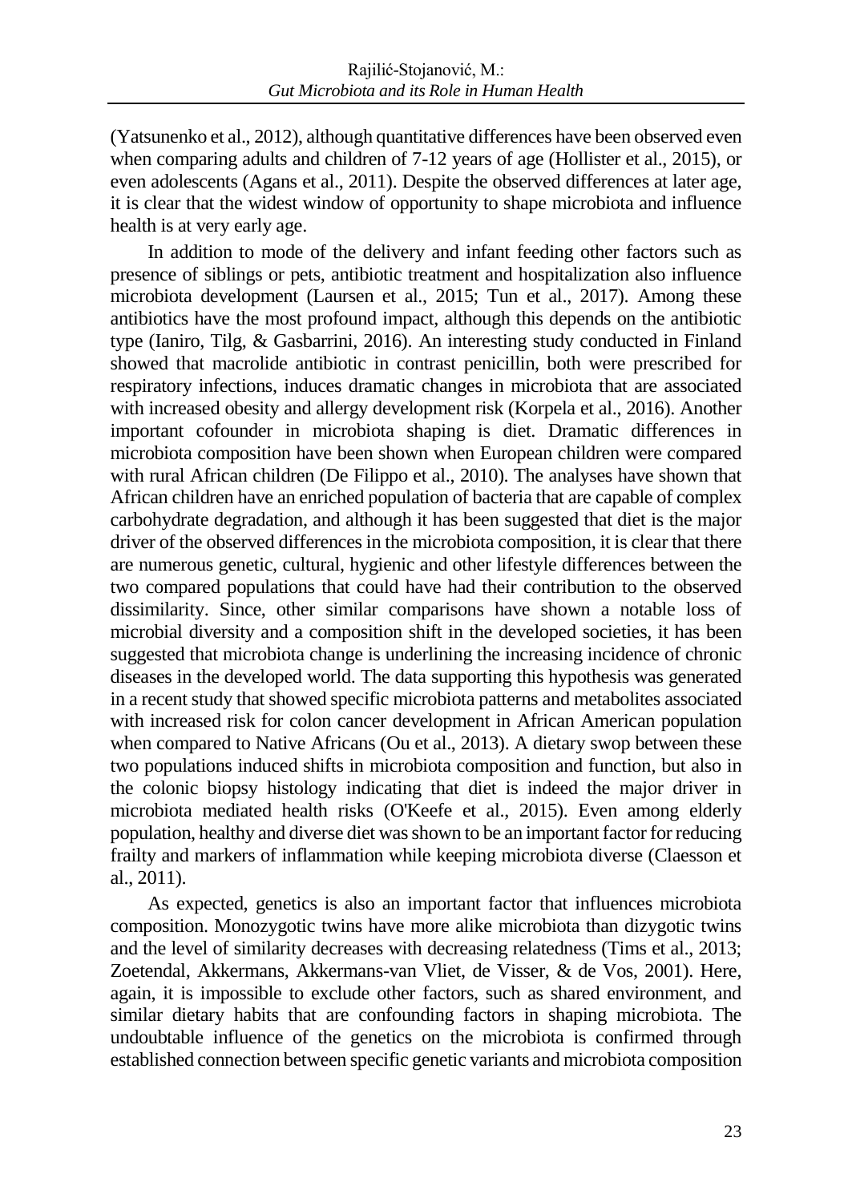(Yatsunenko et al., 2012), although quantitative differences have been observed even when comparing adults and children of 7-12 years of age (Hollister et al., 2015), or even adolescents (Agans et al., 2011). Despite the observed differences at later age, it is clear that the widest window of opportunity to shape microbiota and influence health is at very early age.

In addition to mode of the delivery and infant feeding other factors such as presence of siblings or pets, antibiotic treatment and hospitalization also influence microbiota development (Laursen et al., 2015; Tun et al., 2017). Among these antibiotics have the most profound impact, although this depends on the antibiotic type (Ianiro, Tilg, & Gasbarrini, 2016). An interesting study conducted in Finland showed that macrolide antibiotic in contrast penicillin, both were prescribed for respiratory infections, induces dramatic changes in microbiota that are associated with increased obesity and allergy development risk (Korpela et al., 2016). Another important cofounder in microbiota shaping is diet. Dramatic differences in microbiota composition have been shown when European children were compared with rural African children (De Filippo et al., 2010). The analyses have shown that African children have an enriched population of bacteria that are capable of complex carbohydrate degradation, and although it has been suggested that diet is the major driver of the observed differences in the microbiota composition, it is clear that there are numerous genetic, cultural, hygienic and other lifestyle differences between the two compared populations that could have had their contribution to the observed dissimilarity. Since, other similar comparisons have shown a notable loss of microbial diversity and a composition shift in the developed societies, it has been suggested that microbiota change is underlining the increasing incidence of chronic diseases in the developed world. The data supporting this hypothesis was generated in a recent study that showed specific microbiota patterns and metabolites associated with increased risk for colon cancer development in African American population when compared to Native Africans (Ou et al., 2013). A dietary swop between these two populations induced shifts in microbiota composition and function, but also in the colonic biopsy histology indicating that diet is indeed the major driver in microbiota mediated health risks (O'Keefe et al., 2015). Even among elderly population, healthy and diverse diet was shown to be an important factor for reducing frailty and markers of inflammation while keeping microbiota diverse (Claesson et al., 2011).

As expected, genetics is also an important factor that influences microbiota composition. Monozygotic twins have more alike microbiota than dizygotic twins and the level of similarity decreases with decreasing relatedness (Tims et al., 2013; Zoetendal, Akkermans, Akkermans-van Vliet, de Visser, & de Vos, 2001). Here, again, it is impossible to exclude other factors, such as shared environment, and similar dietary habits that are confounding factors in shaping microbiota. The undoubtable influence of the genetics on the microbiota is confirmed through established connection between specific genetic variants and microbiota composition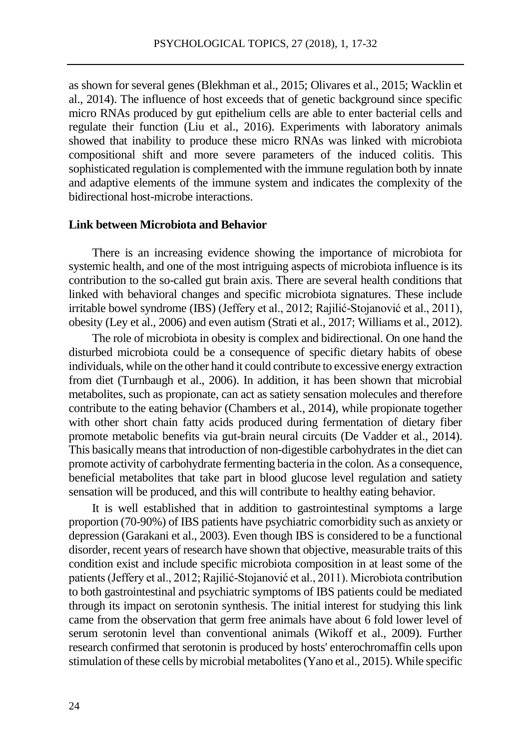as shown for several genes (Blekhman et al., 2015; Olivares et al., 2015; Wacklin et al., 2014). The influence of host exceeds that of genetic background since specific micro RNAs produced by gut epithelium cells are able to enter bacterial cells and regulate their function (Liu et al., 2016). Experiments with laboratory animals showed that inability to produce these micro RNAs was linked with microbiota compositional shift and more severe parameters of the induced colitis. This sophisticated regulation is complemented with the immune regulation both by innate and adaptive elements of the immune system and indicates the complexity of the bidirectional host-microbe interactions.

### Link between Microbiota and Behavior

There is an increasing evidence showing the importance of microbiota for systemic health, and one of the most intriguing aspects of microbiota influence is its contribution to the so-called gut brain axis. There are several health conditions that linked with behavioral changes and specific microbiota signatures. These include irritable bowel syndrome (IBS) (Jeffery et al., 2012; Rajilić-Stojanović et al., 2011), obesity (Ley et al., 2006) and even autism (Strati et al., 2017; Williams et al., 2012).

The role of microbiota in obesity is complex and bidirectional. On one hand the disturbed microbiota could be a consequence of specific dietary habits of obese individuals, while on the other hand it could contribute to excessive energy extraction from diet (Turnbaugh et al., 2006). In addition, it has been shown that microbial metabolites, such as propionate, can act as satiety sensation molecules and therefore contribute to the eating behavior (Chambers et al., 2014), while propionate together with other short chain fatty acids produced during fermentation of dietary fiber promote metabolic benefits via gut-brain neural circuits (De Vadder et al., 2014). This basically means that introduction of non-digestible carbohydrates in the diet can promote activity of carbohydrate fermenting bacteria in the colon. As a consequence, beneficial metabolites that take part in blood glucose level regulation and satiety sensation will be produced, and this will contribute to healthy eating behavior.

It is well established that in addition to gastrointestinal symptoms a large proportion (70-90%) of IBS patients have psychiatric comorbidity such as anxiety or depression (Garakani et al., 2003). Even though IBS is considered to be a functional disorder, recent years of research have shown that objective, measurable traits of this condition exist and include specific microbiota composition in at least some of the patients (Jeffery et al., 2012; Rajilić-Stojanović et al., 2011). Microbiota contribution to both gastrointestinal and psychiatric symptoms of IBS patients could be mediated through its impact on serotonin synthesis. The initial interest for studying this link came from the observation that germ free animals have about 6 fold lower level of serum serotonin level than conventional animals (Wikoff et al., 2009). Further research confirmed that serotonin is produced by hosts' enterochromaffin cells upon stimulation of these cells by microbial metabolites (Yano et al., 2015). While specific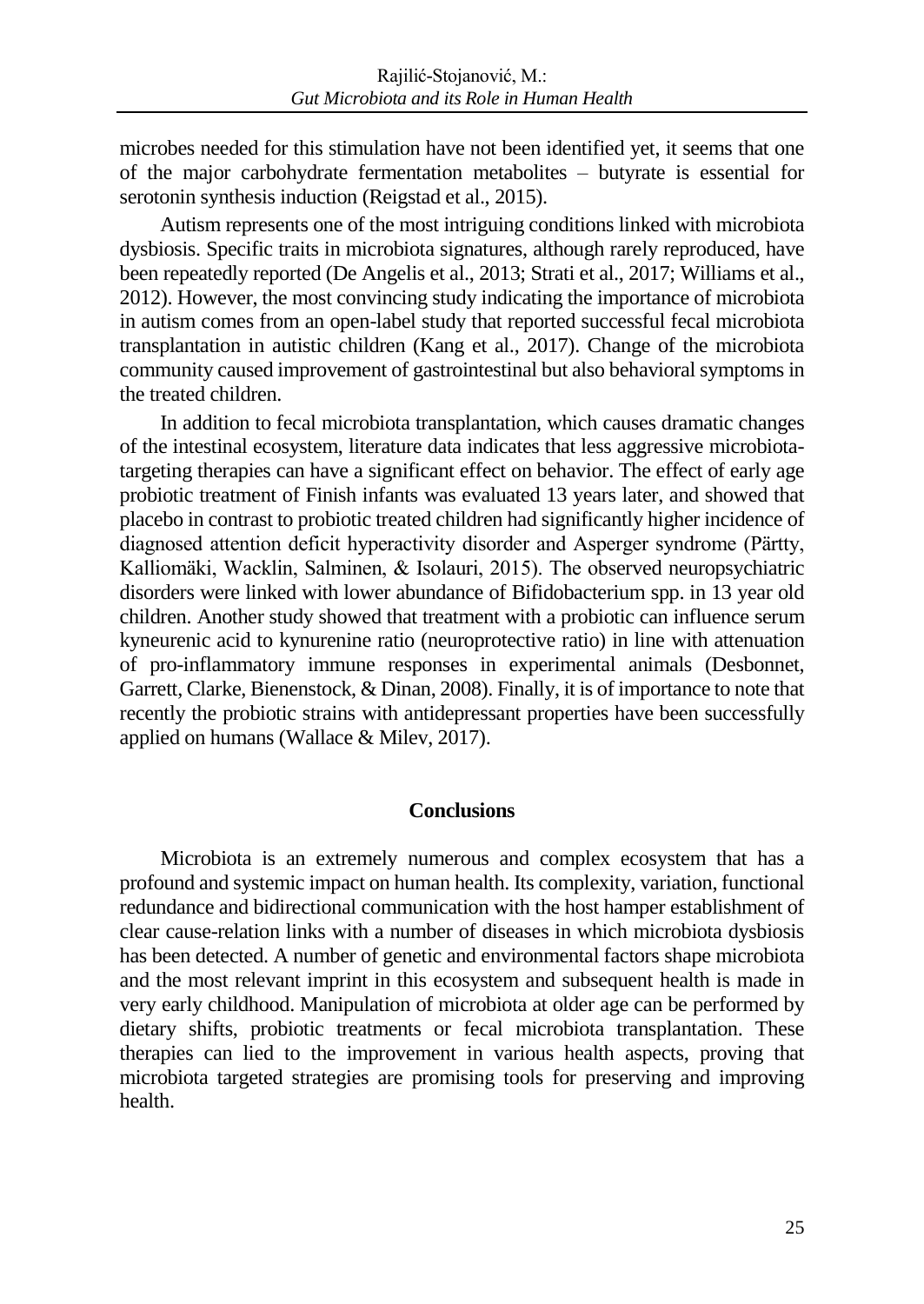microbes needed for this stimulation have not been identified yet, it seems that one of the major carbohydrate fermentation metabolites – butyrate is essential for serotonin synthesis induction (Reigstad et al., 2015).

Autism represents one of the most intriguing conditions linked with microbiota dysbiosis. Specific traits in microbiota signatures, although rarely reproduced, have been repeatedly reported (De Angelis et al., 2013; Strati et al., 2017; Williams et al., 2012). However, the most convincing study indicating the importance of microbiota in autism comes from an open-label study that reported successful fecal microbiota transplantation in autistic children (Kang et al., 2017). Change of the microbiota community caused improvement of gastrointestinal but also behavioral symptoms in the treated children.

In addition to fecal microbiota transplantation, which causes dramatic changes of the intestinal ecosystem, literature data indicates that less aggressive microbiota-targeting therapies can have a significant effect on behavior. The effect of early age probiotic treatment of Finish infants was evaluated 13 years later, and showed that placebo in contrast to probiotic treated children had significantly higher incidence of diagnosed attention deficit hyperactivity disorder and Asperger syndrome (Pärtty, Kalliomäki, Wacklin, Salminen, & Isolauri, 2015). The observed neuropsychiatric disorders were linked with lower abundance of Bifidobacterium spp. in 13 year old children. Another study showed that treatment with a probiotic can influence serum kyneurenic acid to kynurenine ratio (neuroprotective ratio) in line with attenuation of pro-inflammatory immune responses in experimental animals (Desbonnet, Garrett, Clarke, Bienenstock, & Dinan, 2008). Finally, it is of importance to note that recently the probiotic strains with antidepressant properties have been successfully applied on humans (Wallace & Milev, 2017).

## Conclusions

Microbiota is an extremely numerous and complex ecosystem that has a profound and systemic impact on human health. Its complexity, variation, functional redundance and bidirectional communication with the host hamper establishment of clear cause-relation links with a number of diseases in which microbiota dysbiosis has been detected. A number of genetic and environmental factors shape microbiota and the most relevant imprint in this ecosystem and subsequent health is made in very early childhood. Manipulation of microbiota at older age can be performed by dietary shifts, probiotic treatments or fecal microbiota transplantation. These therapies can lied to the improvement in various health aspects, proving that microbiota targeted strategies are promising tools for preserving and improving health.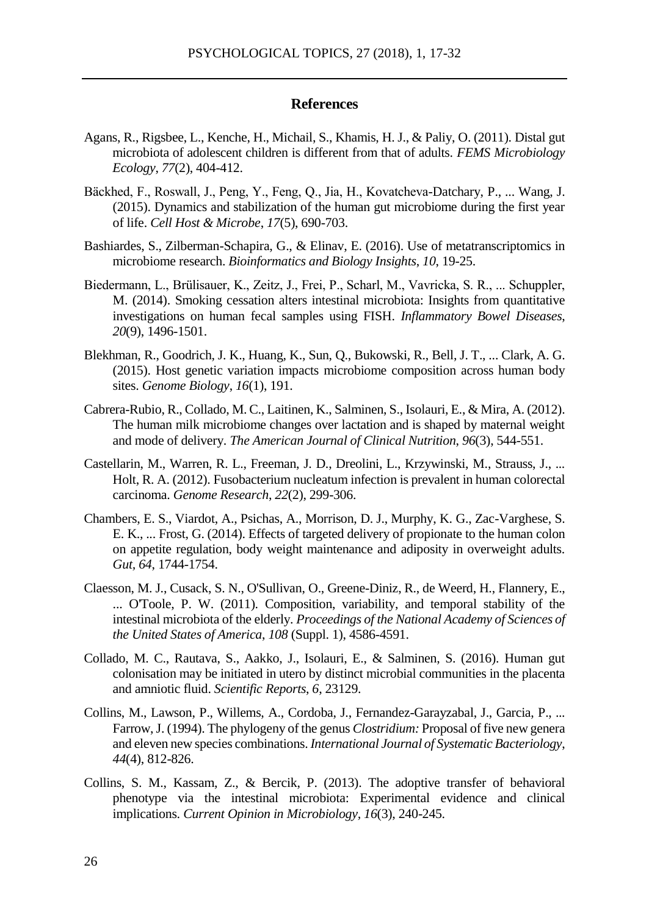## References

Agans, R., Rigsbee, L., Kenche, H., Michail, S., Khamis, H. J., & Paliy, O. (2011). Distal gut microbiota of adolescent children is different from that of adults. *FEMS Microbiology Ecology*, *77*(2), 404-412.

Bäckhed, F., Roswall, J., Peng, Y., Feng, Q., Jia, H., Kovatcheva-Datchary, P., ... Wang, J. (2015). Dynamics and stabilization of the human gut microbiome during the first year of life. *Cell Host & Microbe*, *17*(5), 690-703.

Bashiardes, S., Zilberman-Schapira, G., & Elinav, E. (2016). Use of metatranscriptomics in microbiome research. *Bioinformatics and Biology Insights*, *10*, 19-25.

Biedermann, L., Brülisauer, K., Zeitz, J., Frei, P., Scharl, M., Vavricka, S. R., ... Schuppler, M. (2014). Smoking cessation alters intestinal microbiota: Insights from quantitative investigations on human fecal samples using FISH. *Inflammatory Bowel Diseases*, *20*(9), 1496-1501.

Blekhman, R., Goodrich, J. K., Huang, K., Sun, Q., Bukowski, R., Bell, J. T., ... Clark, A. G. (2015). Host genetic variation impacts microbiome composition across human body sites. *Genome Biology*, *16*(1), 191.

Cabrera-Rubio, R., Collado, M. C., Laitinen, K., Salminen, S., Isolauri, E., & Mira, A. (2012). The human milk microbiome changes over lactation and is shaped by maternal weight and mode of delivery. *The American Journal of Clinical Nutrition*, *96*(3), 544-551.

Castellarin, M., Warren, R. L., Freeman, J. D., Dreolini, L., Krzywinski, M., Strauss, J., ... Holt, R. A. (2012). Fusobacterium nucleatum infection is prevalent in human colorectal carcinoma. *Genome Research*, *22*(2), 299-306.

Chambers, E. S., Viardot, A., Psichas, A., Morrison, D. J., Murphy, K. G., Zac-Varghese, S. E. K., ... Frost, G. (2014). Effects of targeted delivery of propionate to the human colon on appetite regulation, body weight maintenance and adiposity in overweight adults. *Gut*, *64*, 1744-1754.

Claesson, M. J., Cusack, S. N., O'Sullivan, O., Greene-Diniz, R., de Weerd, H., Flannery, E., ... O'Toole, P. W. (2011). Composition, variability, and temporal stability of the intestinal microbiota of the elderly. *Proceedings of the National Academy of Sciences of the United States of America*, *108* (Suppl. 1), 4586-4591.

Collado, M. C., Rautava, S., Aakko, J., Isolauri, E., & Salminen, S. (2016). Human gut colonisation may be initiated in utero by distinct microbial communities in the placenta and amniotic fluid. *Scientific Reports*, *6*, 23129.

Collins, M., Lawson, P., Willems, A., Cordoba, J., Fernandez-Garayzabal, J., Garcia, P., ... Farrow, J. (1994). The phylogeny of the genus *Clostridium:* Proposal of five new genera and eleven new species combinations. *International Journal of Systematic Bacteriology*, *44*(4), 812-826.

Collins, S. M., Kassam, Z., & Bercik, P. (2013). The adoptive transfer of behavioral phenotype via the intestinal microbiota: Experimental evidence and clinical implications. *Current Opinion in Microbiology*, *16*(3), 240-245.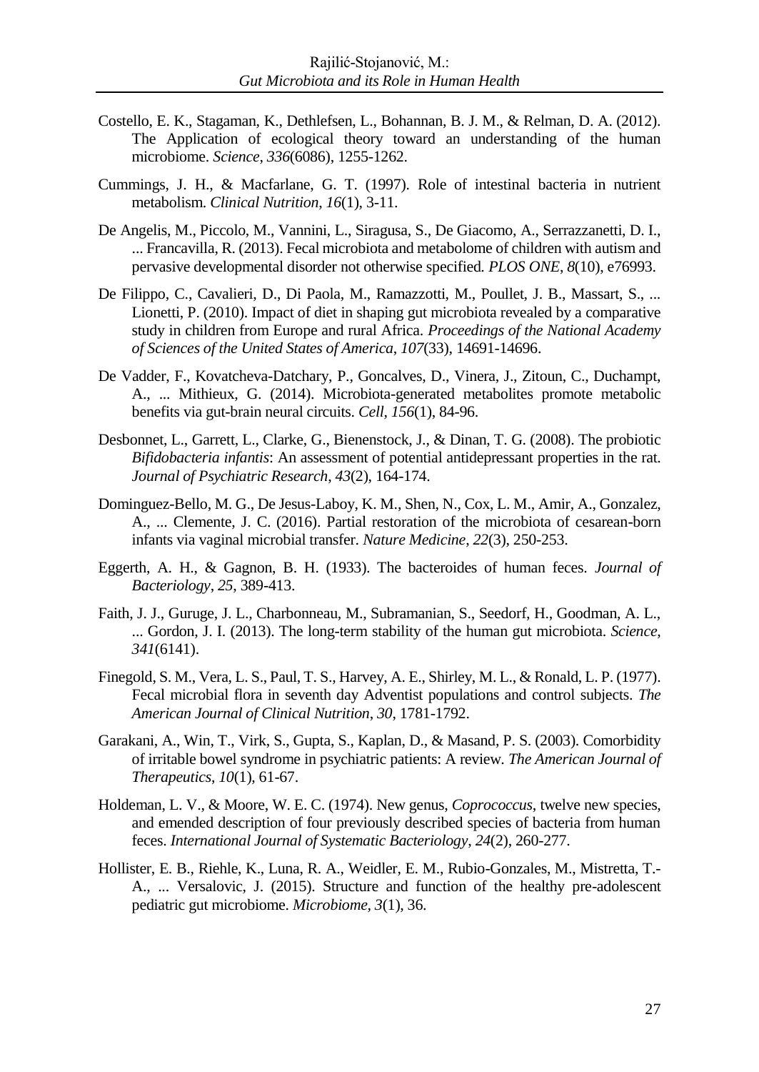Costello, E. K., Stagaman, K., Dethlefsen, L., Bohannan, B. J. M., & Relman, D. A. (2012). The Application of ecological theory toward an understanding of the human microbiome. *Science*, *336*(6086), 1255-1262.

Cummings, J. H., & Macfarlane, G. T. (1997). Role of intestinal bacteria in nutrient metabolism. *Clinical Nutrition*, *16*(1), 3-11.

De Angelis, M., Piccolo, M., Vannini, L., Siragusa, S., De Giacomo, A., Serrazzanetti, D. I., ... Francavilla, R. (2013). Fecal microbiota and metabolome of children with autism and pervasive developmental disorder not otherwise specified. *PLOS ONE*, *8*(10), e76993.

De Filippo, C., Cavalieri, D., Di Paola, M., Ramazzotti, M., Poullet, J. B., Massart, S., ... Lionetti, P. (2010). Impact of diet in shaping gut microbiota revealed by a comparative study in children from Europe and rural Africa. *Proceedings of the National Academy of Sciences of the United States of America*, *107*(33), 14691-14696.

De Vadder, F., Kovatcheva-Datchary, P., Goncalves, D., Vinera, J., Zitoun, C., Duchampt, A., ... Mithieux, G. (2014). Microbiota-generated metabolites promote metabolic benefits via gut-brain neural circuits. *Cell*, *156*(1), 84-96.

Desbonnet, L., Garrett, L., Clarke, G., Bienenstock, J., & Dinan, T. G. (2008). The probiotic *Bifidobacteria infantis*: An assessment of potential antidepressant properties in the rat. *Journal of Psychiatric Research*, *43*(2), 164-174.

Dominguez-Bello, M. G., De Jesus-Laboy, K. M., Shen, N., Cox, L. M., Amir, A., Gonzalez, A., ... Clemente, J. C. (2016). Partial restoration of the microbiota of cesarean-born infants via vaginal microbial transfer. *Nature Medicine*, *22*(3), 250-253.

Eggerth, A. H., & Gagnon, B. H. (1933). The bacteroides of human feces. *Journal of Bacteriology*, *25*, 389-413.

Faith, J. J., Guruge, J. L., Charbonneau, M., Subramanian, S., Seedorf, H., Goodman, A. L., ... Gordon, J. I. (2013). The long-term stability of the human gut microbiota. *Science*, *341*(6141).

Finegold, S. M., Vera, L. S., Paul, T. S., Harvey, A. E., Shirley, M. L., & Ronald, L. P. (1977). Fecal microbial flora in seventh day Adventist populations and control subjects. *The American Journal of Clinical Nutrition*, *30*, 1781-1792.

Garakani, A., Win, T., Virk, S., Gupta, S., Kaplan, D., & Masand, P. S. (2003). Comorbidity of irritable bowel syndrome in psychiatric patients: A review. *The American Journal of Therapeutics*, *10*(1), 61-67.

Holdeman, L. V., & Moore, W. E. C. (1974). New genus, *Coprococcus*, twelve new species, and emended description of four previously described species of bacteria from human feces. *International Journal of Systematic Bacteriology*, *24*(2), 260-277.

Hollister, E. B., Riehle, K., Luna, R. A., Weidler, E. M., Rubio-Gonzales, M., Mistretta, T.-A., ... Versalovic, J. (2015). Structure and function of the healthy pre-adolescent pediatric gut microbiome. *Microbiome*, *3*(1), 36.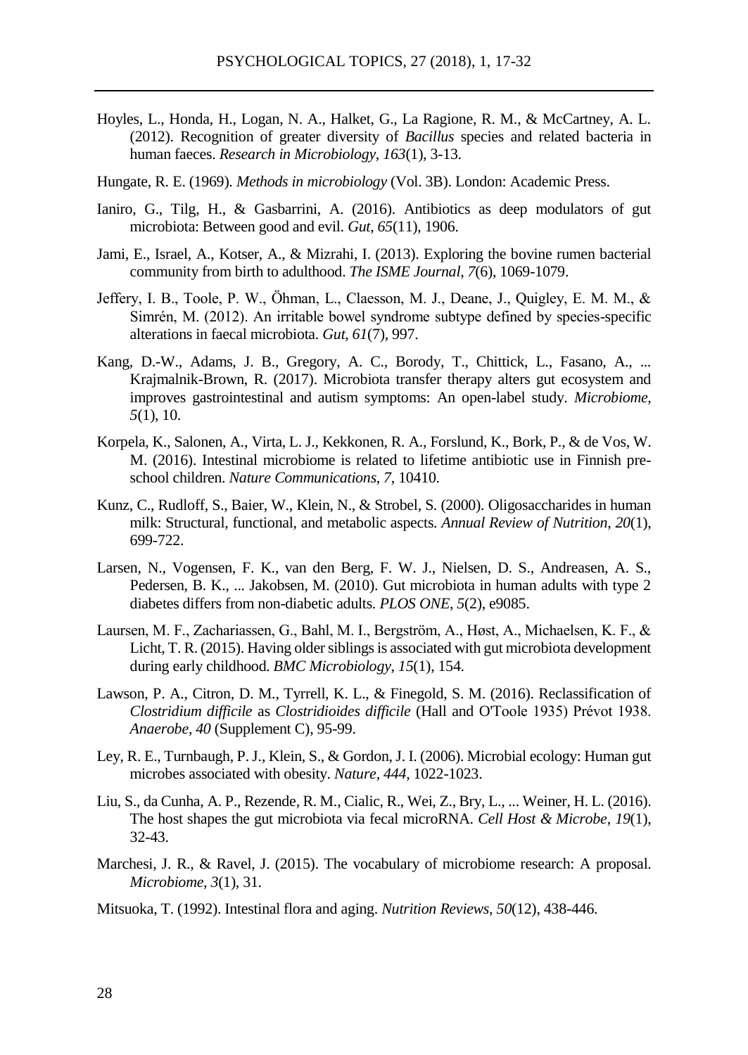Hoyles, L., Honda, H., Logan, N. A., Halket, G., La Ragione, R. M., & McCartney, A. L. (2012). Recognition of greater diversity of *Bacillus* species and related bacteria in human faeces. *Research in Microbiology*, *163*(1), 3-13.

Hungate, R. E. (1969). *Methods in microbiology* (Vol. 3B). London: Academic Press.

Ianiro, G., Tilg, H., & Gasbarrini, A. (2016). Antibiotics as deep modulators of gut microbiota: Between good and evil. *Gut*, *65*(11), 1906.

Jami, E., Israel, A., Kotser, A., & Mizrahi, I. (2013). Exploring the bovine rumen bacterial community from birth to adulthood. *The ISME Journal*, *7*(6), 1069-1079.

Jeffery, I. B., Toole, P. W., Öhman, L., Claesson, M. J., Deane, J., Quigley, E. M. M., & Simrén, M. (2012). An irritable bowel syndrome subtype defined by species-specific alterations in faecal microbiota. *Gut*, *61*(7), 997.

Kang, D.-W., Adams, J. B., Gregory, A. C., Borody, T., Chittick, L., Fasano, A., ... Krajmalnik-Brown, R. (2017). Microbiota transfer therapy alters gut ecosystem and improves gastrointestinal and autism symptoms: An open-label study. *Microbiome*, *5*(1), 10.

Korpela, K., Salonen, A., Virta, L. J., Kekkonen, R. A., Forslund, K., Bork, P., & de Vos, W. M. (2016). Intestinal microbiome is related to lifetime antibiotic use in Finnish pre-school children. *Nature Communications*, *7*, 10410.

Kunz, C., Rudloff, S., Baier, W., Klein, N., & Strobel, S. (2000). Oligosaccharides in human milk: Structural, functional, and metabolic aspects. *Annual Review of Nutrition*, *20*(1), 699-722.

Larsen, N., Vogensen, F. K., van den Berg, F. W. J., Nielsen, D. S., Andreasen, A. S., Pedersen, B. K., ... Jakobsen, M. (2010). Gut microbiota in human adults with type 2 diabetes differs from non-diabetic adults. *PLOS ONE*, *5*(2), e9085.

Laursen, M. F., Zachariassen, G., Bahl, M. I., Bergström, A., Høst, A., Michaelsen, K. F., & Licht, T. R. (2015). Having older siblings is associated with gut microbiota development during early childhood. *BMC Microbiology*, *15*(1), 154.

Lawson, P. A., Citron, D. M., Tyrrell, K. L., & Finegold, S. M. (2016). Reclassification of *Clostridium difficile* as *Clostridioides difficile* (Hall and O'Toole 1935) Prévot 1938. *Anaerobe*, *40* (Supplement C), 95-99.

Ley, R. E., Turnbaugh, P. J., Klein, S., & Gordon, J. I. (2006). Microbial ecology: Human gut microbes associated with obesity. *Nature, 444*, 1022-1023.

Liu, S., da Cunha, A. P., Rezende, R. M., Cialic, R., Wei, Z., Bry, L., ... Weiner, H. L. (2016). The host shapes the gut microbiota via fecal microRNA. *Cell Host & Microbe*, *19*(1), 32-43.

Marchesi, J. R., & Ravel, J. (2015). The vocabulary of microbiome research: A proposal. *Microbiome*, *3*(1), 31.

Mitsuoka, T. (1992). Intestinal flora and aging. *Nutrition Reviews*, *50*(12), 438-446.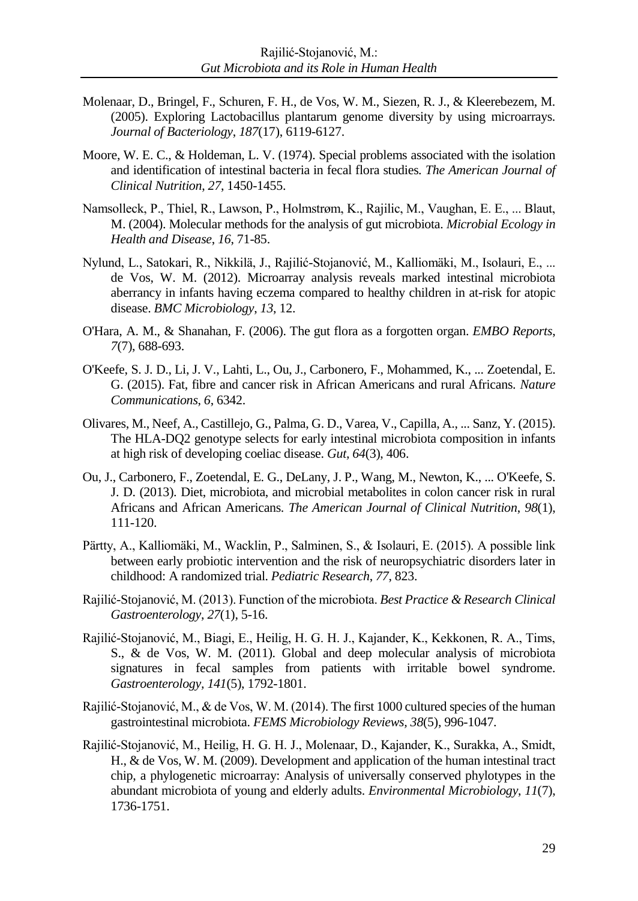Molenaar, D., Bringel, F., Schuren, F. H., de Vos, W. M., Siezen, R. J., & Kleerebezem, M. (2005). Exploring Lactobacillus plantarum genome diversity by using microarrays. *Journal of Bacteriology*, *187*(17), 6119-6127.

Moore, W. E. C., & Holdeman, L. V. (1974). Special problems associated with the isolation and identification of intestinal bacteria in fecal flora studies. *The American Journal of Clinical Nutrition*, *27*, 1450-1455.

Namsolleck, P., Thiel, R., Lawson, P., Holmstrøm, K., Rajilic, M., Vaughan, E. E., ... Blaut, M. (2004). Molecular methods for the analysis of gut microbiota. *Microbial Ecology in Health and Disease*, *16*, 71-85.

Nylund, L., Satokari, R., Nikkilä, J., Rajilić-Stojanović, M., Kalliomäki, M., Isolauri, E., ... de Vos, W. M. (2012). Microarray analysis reveals marked intestinal microbiota aberrancy in infants having eczema compared to healthy children in at-risk for atopic disease. *BMC Microbiology*, *13*, 12.

O'Hara, A. M., & Shanahan, F. (2006). The gut flora as a forgotten organ. *EMBO Reports*, *7*(7), 688-693.

O'Keefe, S. J. D., Li, J. V., Lahti, L., Ou, J., Carbonero, F., Mohammed, K., ... Zoetendal, E. G. (2015). Fat, fibre and cancer risk in African Americans and rural Africans. *Nature Communications*, *6*, 6342.

Olivares, M., Neef, A., Castillejo, G., Palma, G. D., Varea, V., Capilla, A., ... Sanz, Y. (2015). The HLA-DQ2 genotype selects for early intestinal microbiota composition in infants at high risk of developing coeliac disease. *Gut, 64*(3), 406.

Ou, J., Carbonero, F., Zoetendal, E. G., DeLany, J. P., Wang, M., Newton, K., ... O'Keefe, S. J. D. (2013). Diet, microbiota, and microbial metabolites in colon cancer risk in rural Africans and African Americans. *The American Journal of Clinical Nutrition*, *98*(1), 111-120.

Pärtty, A., Kalliomäki, M., Wacklin, P., Salminen, S., & Isolauri, E. (2015). A possible link between early probiotic intervention and the risk of neuropsychiatric disorders later in childhood: A randomized trial. *Pediatric Research*, *77*, 823.

Rajilić-Stojanović, M. (2013). Function of the microbiota. *Best Practice & Research Clinical Gastroenterology*, *27*(1), 5-16.

Rajilić-Stojanović, M., Biagi, E., Heilig, H. G. H. J., Kajander, K., Kekkonen, R. A., Tims, S., & de Vos, W. M. (2011). Global and deep molecular analysis of microbiota signatures in fecal samples from patients with irritable bowel syndrome. *Gastroenterology*, *141*(5), 1792-1801.

Rajilić-Stojanović, M., & de Vos, W. M. (2014). The first 1000 cultured species of the human gastrointestinal microbiota. *FEMS Microbiology Reviews, 38*(5), 996-1047.

Rajilić-Stojanović, M., Heilig, H. G. H. J., Molenaar, D., Kajander, K., Surakka, A., Smidt, H., & de Vos, W. M. (2009). Development and application of the human intestinal tract chip, a phylogenetic microarray: Analysis of universally conserved phylotypes in the abundant microbiota of young and elderly adults. *Environmental Microbiology*, *11*(7), 1736-1751.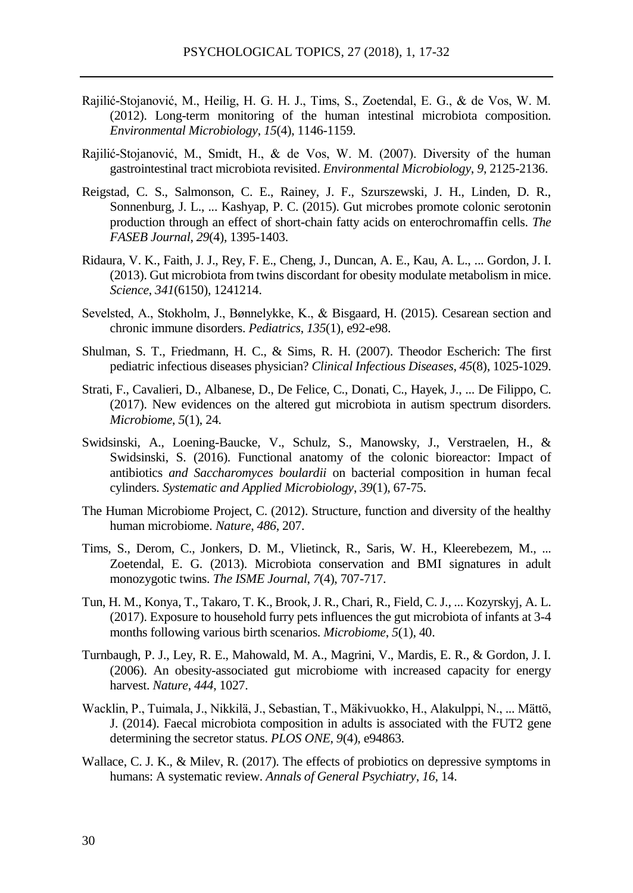Rajilić-Stojanović, M., Heilig, H. G. H. J., Tims, S., Zoetendal, E. G., & de Vos, W. M. (2012). Long-term monitoring of the human intestinal microbiota composition. *Environmental Microbiology*, *15*(4), 1146-1159.

Rajilić-Stojanović, M., Smidt, H., & de Vos, W. M. (2007). Diversity of the human gastrointestinal tract microbiota revisited. *Environmental Microbiology*, *9*, 2125-2136.

Reigstad, C. S., Salmonson, C. E., Rainey, J. F., Szurszewski, J. H., Linden, D. R., Sonnenburg, J. L., ... Kashyap, P. C. (2015). Gut microbes promote colonic serotonin production through an effect of short-chain fatty acids on enterochromaffin cells. *The FASEB Journal*, *29*(4), 1395-1403.

Ridaura, V. K., Faith, J. J., Rey, F. E., Cheng, J., Duncan, A. E., Kau, A. L., ... Gordon, J. I. (2013). Gut microbiota from twins discordant for obesity modulate metabolism in mice. *Science*, *341*(6150), 1241214.

Sevelsted, A., Stokholm, J., Bønnelykke, K., & Bisgaard, H. (2015). Cesarean section and chronic immune disorders. *Pediatrics*, *135*(1), e92-e98.

Shulman, S. T., Friedmann, H. C., & Sims, R. H. (2007). Theodor Escherich: The first pediatric infectious diseases physician? *Clinical Infectious Diseases*, *45*(8), 1025-1029.

Strati, F., Cavalieri, D., Albanese, D., De Felice, C., Donati, C., Hayek, J., ... De Filippo, C. (2017). New evidences on the altered gut microbiota in autism spectrum disorders. *Microbiome*, *5*(1), 24.

Swidsinski, A., Loening-Baucke, V., Schulz, S., Manowsky, J., Verstraelen, H., & Swidsinski, S. (2016). Functional anatomy of the colonic bioreactor: Impact of antibiotics *and Saccharomyces boulardii* on bacterial composition in human fecal cylinders. *Systematic and Applied Microbiology*, *39*(1), 67-75.

The Human Microbiome Project, C. (2012). Structure, function and diversity of the healthy human microbiome. *Nature*, *486*, 207.

Tims, S., Derom, C., Jonkers, D. M., Vlietinck, R., Saris, W. H., Kleerebezem, M., ... Zoetendal, E. G. (2013). Microbiota conservation and BMI signatures in adult monozygotic twins. *The ISME Journal*, *7*(4), 707-717.

Tun, H. M., Konya, T., Takaro, T. K., Brook, J. R., Chari, R., Field, C. J., ... Kozyrskyj, A. L. (2017). Exposure to household furry pets influences the gut microbiota of infants at 3-4 months following various birth scenarios. *Microbiome*, *5*(1), 40.

Turnbaugh, P. J., Ley, R. E., Mahowald, M. A., Magrini, V., Mardis, E. R., & Gordon, J. I. (2006). An obesity-associated gut microbiome with increased capacity for energy harvest. *Nature*, *444*, 1027.

Wacklin, P., Tuimala, J., Nikkilä, J., Sebastian, T., Mäkivuokko, H., Alakulppi, N., ... Mättö, J. (2014). Faecal microbiota composition in adults is associated with the FUT2 gene determining the secretor status. *PLOS ONE*, *9*(4), e94863.

Wallace, C. J. K., & Milev, R. (2017). The effects of probiotics on depressive symptoms in humans: A systematic review. *Annals of General Psychiatry*, *16*, 14.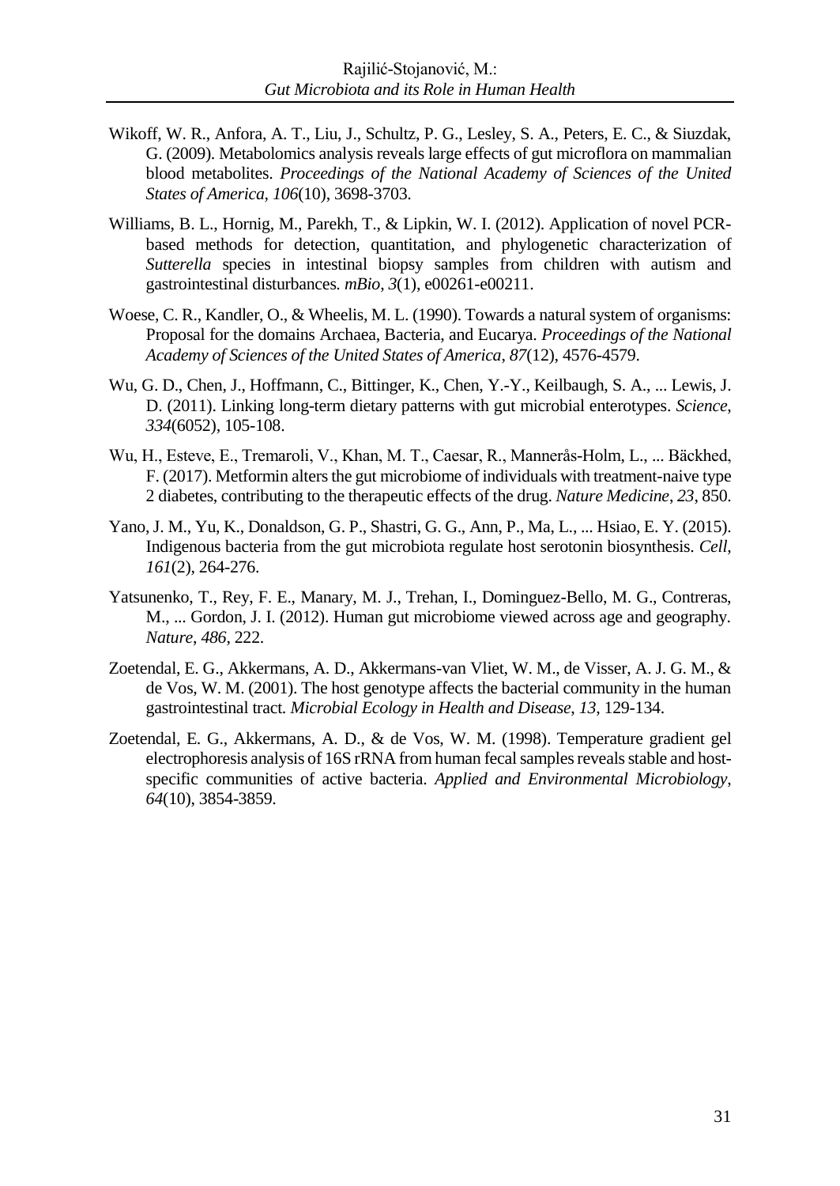Wikoff, W. R., Anfora, A. T., Liu, J., Schultz, P. G., Lesley, S. A., Peters, E. C., & Siuzdak, G. (2009). Metabolomics analysis reveals large effects of gut microflora on mammalian blood metabolites. *Proceedings of the National Academy of Sciences of the United States of America*, *106*(10), 3698-3703.

Williams, B. L., Hornig, M., Parekh, T., & Lipkin, W. I. (2012). Application of novel PCR-based methods for detection, quantitation, and phylogenetic characterization of *Sutterella* species in intestinal biopsy samples from children with autism and gastrointestinal disturbances. *mBio*, *3*(1), e00261-e00211.

Woese, C. R., Kandler, O., & Wheelis, M. L. (1990). Towards a natural system of organisms: Proposal for the domains Archaea, Bacteria, and Eucarya. *Proceedings of the National Academy of Sciences of the United States of America*, *87*(12), 4576-4579.

Wu, G. D., Chen, J., Hoffmann, C., Bittinger, K., Chen, Y.-Y., Keilbaugh, S. A., ... Lewis, J. D. (2011). Linking long-term dietary patterns with gut microbial enterotypes. *Science*, *334*(6052), 105-108.

Wu, H., Esteve, E., Tremaroli, V., Khan, M. T., Caesar, R., Mannerås-Holm, L., ... Bäckhed, F. (2017). Metformin alters the gut microbiome of individuals with treatment-naive type 2 diabetes, contributing to the therapeutic effects of the drug. *Nature Medicine*, *23*, 850.

Yano, J. M., Yu, K., Donaldson, G. P., Shastri, G. G., Ann, P., Ma, L., ... Hsiao, E. Y. (2015). Indigenous bacteria from the gut microbiota regulate host serotonin biosynthesis. *Cell*, *161*(2), 264-276.

Yatsunenko, T., Rey, F. E., Manary, M. J., Trehan, I., Dominguez-Bello, M. G., Contreras, M., ... Gordon, J. I. (2012). Human gut microbiome viewed across age and geography. *Nature*, *486*, 222.

Zoetendal, E. G., Akkermans, A. D., Akkermans-van Vliet, W. M., de Visser, A. J. G. M., & de Vos, W. M. (2001). The host genotype affects the bacterial community in the human gastrointestinal tract. *Microbial Ecology in Health and Disease*, *13*, 129-134.

Zoetendal, E. G., Akkermans, A. D., & de Vos, W. M. (1998). Temperature gradient gel electrophoresis analysis of 16S rRNA from human fecal samples reveals stable and host-specific communities of active bacteria. *Applied and Environmental Microbiology*, *64*(10), 3854-3859.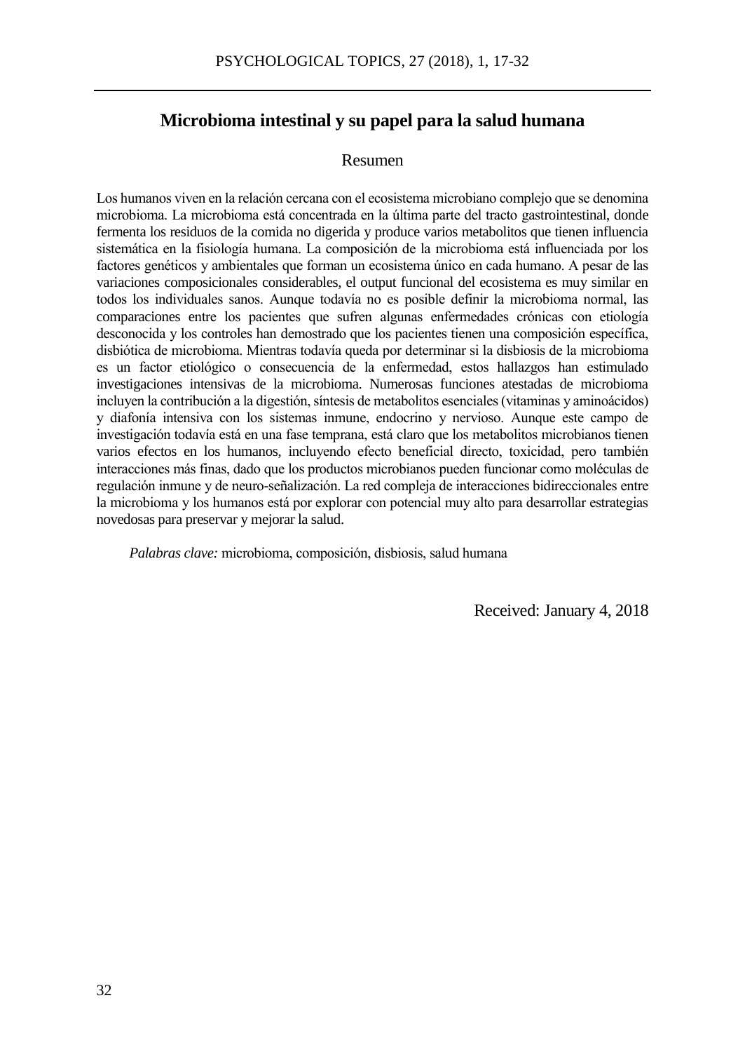# Microbioma intestinal y su papel para la salud humana

## Resumen

Los humanos viven en la relación cercana con el ecosistema microbiano complejo que se denomina microbioma. La microbioma está concentrada en la última parte del tracto gastrointestinal, donde fermenta los residuos de la comida no digerida y produce varios metabolitos que tienen influencia sistemática en la fisiología humana. La composición de la microbioma está influenciada por los factores genéticos y ambientales que forman un ecosistema único en cada humano. A pesar de las variaciones composicionales considerables, el output funcional del ecosistema es muy similar en todos los individuales sanos. Aunque todavía no es posible definir la microbioma normal, las comparaciones entre los pacientes que sufren algunas enfermedades crónicas con etiología desconocida y los controles han demostrado que los pacientes tienen una composición específica, disbiótica de microbioma. Mientras todavía queda por determinar si la disbiosis de la microbioma es un factor etiológico o consecuencia de la enfermedad, estos hallazgos han estimulado investigaciones intensivas de la microbioma. Numerosas funciones atestadas de microbioma incluyen la contribución a la digestión, síntesis de metabolitos esenciales (vitaminas y aminoácidos) y diafonía intensiva con los sistemas inmune, endocrino y nervioso. Aunque este campo de investigación todavía está en una fase temprana, está claro que los metabolitos microbianos tienen varios efectos en los humanos, incluyendo efecto beneficial directo, toxicidad, pero también interacciones más finas, dado que los productos microbianos pueden funcionar como moléculas de regulación inmune y de neuro-señalización. La red compleja de interacciones bidireccionales entre la microbioma y los humanos está por explorar con potencial muy alto para desarrollar estrategias novedosas para preservar y mejorar la salud.

*Palabras clave:* microbioma, composición, disbiosis, salud humana

Received: January 4, 2018